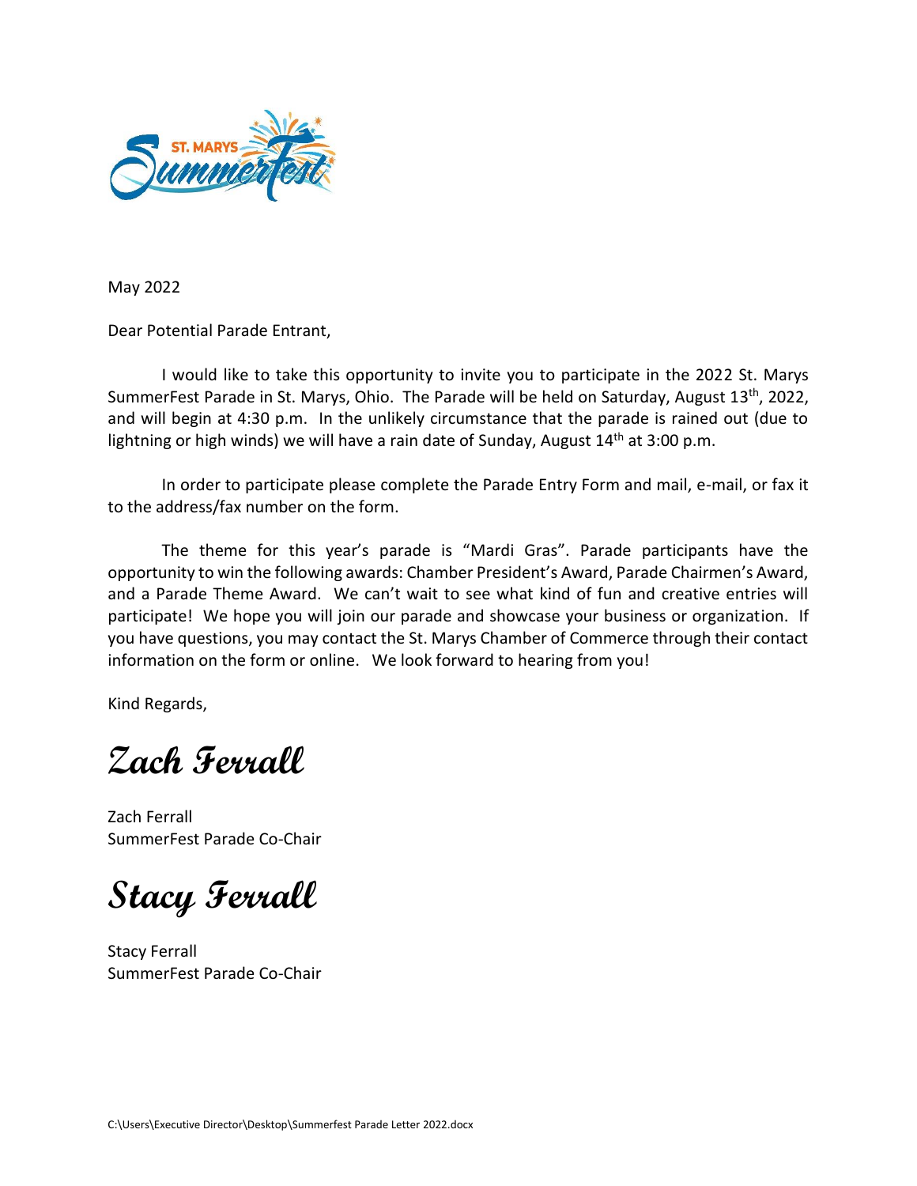May 2022

Dear Potential Parade Entrant,

I would like to take this opportunity to invite you to participate in the 2022 St. Marys SummerFest Parade in St. Marys, Ohio. The Parade will be held on Saturday, August 13th, 2022, and will begin at 4:30 p.m. In the unlikely circumstance that the parade is rained out (due to lightning or high winds) we will have a rain date of Sunday, August 14th at 3:00 p.m.

In order to participate please complete the Parade Entry Form and mail, e-mail, or fax it to the address/fax number on the form.

The theme for this year's parade is "Mardi Gras". Parade participants have the opportunity to win the following awards: Chamber President's Award, Parade Chairmen's Award, and a Parade Theme Award. We can't wait to see what kind of fun and creative entries will participate! We hope you will join our parade and showcase your business or organization. If you have questions, you may contact the St. Marys Chamber of Commerce through their contact information on the form or online. We look forward to hearing from you!

Kind Regards,

*Zach Ferrall*

Zach Ferrall
SummerFest Parade Co-Chair

*Stacy Ferrall*

Stacy Ferrall
SummerFest Parade Co-Chair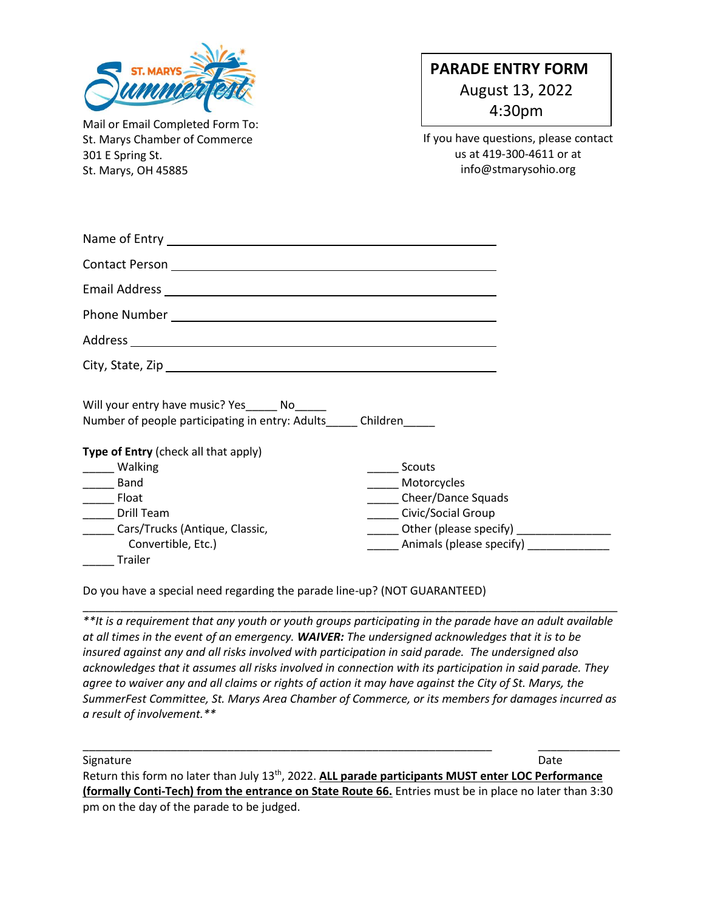ST. MARYS Summerfest

Mail or Email Completed Form To:
St. Marys Chamber of Commerce
301 E Spring St.
St. Marys, OH 45885

**PARADE ENTRY FORM**
August 13, 2022
4:30pm

If you have questions, please contact us at 419-300-4611 or at info@stmarysohio.org

Name of Entry ______________________________________________

Contact Person ______________________________________________

Email Address ______________________________________________

Phone Number ______________________________________________

Address ______________________________________________

City, State, Zip ______________________________________________

Will your entry have music? Yes_____ No_____
Number of people participating in entry: Adults_____ Children_____

**Type of Entry** (check all that apply)

_____ Walking
_____ Band
_____ Float
_____ Drill Team
_____ Cars/Trucks (Antique, Classic, Convertible, Etc.)
_____ Trailer
_____ Scouts
_____ Motorcycles
_____ Cheer/Dance Squads
_____ Civic/Social Group
_____ Other (please specify) _______________
_____ Animals (please specify) _____________

Do you have a special need regarding the parade line-up? (NOT GUARANTEED)
________________________________________________________________________________

*\*\*It is a requirement that any youth or youth groups participating in the parade have an adult available at all times in the event of an emergency.* ***WAIVER:*** *The undersigned acknowledges that it is to be insured against any and all risks involved with participation in said parade. The undersigned also acknowledges that it assumes all risks involved in connection with its participation in said parade. They agree to waiver any and all claims or rights of action it may have against the City of St. Marys, the SummerFest Committee, St. Marys Area Chamber of Commerce, or its members for damages incurred as a result of involvement.\*\**

______________________________________________________________ _____________
Signature Date

Return this form no later than July 13th, 2022. **ALL parade participants MUST enter LOC Performance (formally Conti-Tech) from the entrance on State Route 66.** Entries must be in place no later than 3:30 pm on the day of the parade to be judged.